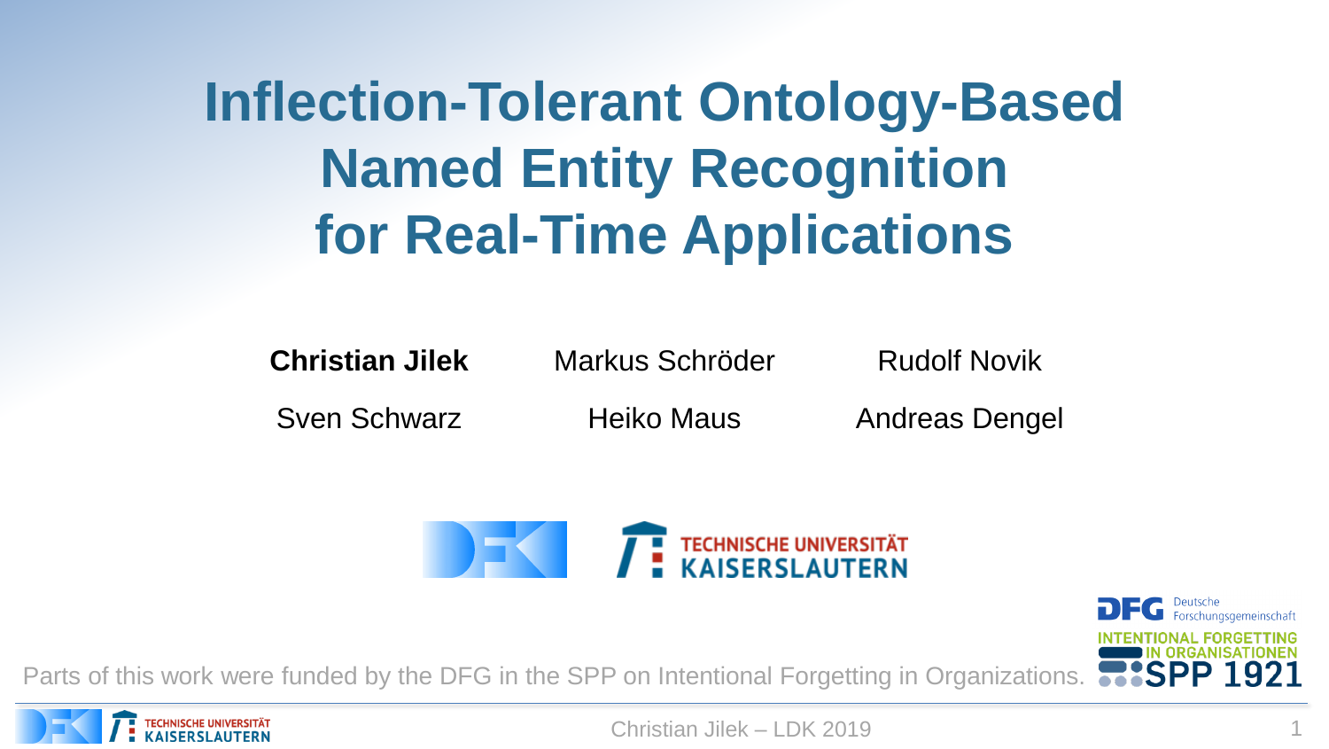# Inflection-Tolerant Ontology-Based Named Entity Recognition for Real-Time Applications

**Christian Jilek** Markus Schröder Rudolf Novik

Sven Schwarz Heiko Maus Andreas Dengel

DFKI

TECHNISCHE UNIVERSITÄT KAISERSLAUTERN

Parts of this work were funded by the DFG in the SPP on Intentional Forgetting in Organizations.

DFG Deutsche Forschungsgemeinschaft

INTENTIONAL FORGETTING IN ORGANISATIONEN SPP 1921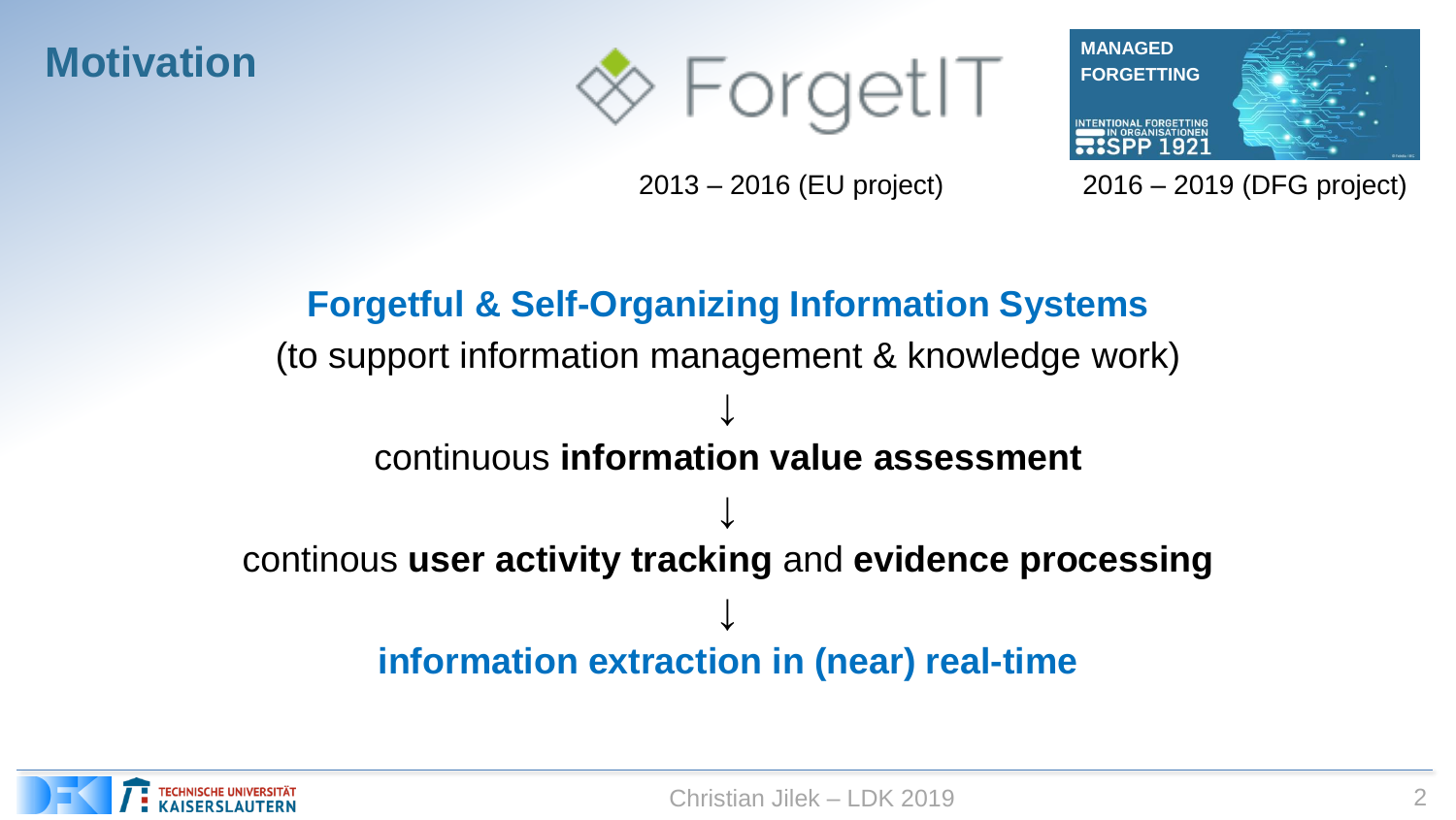# Motivation

ForgetIT

2013 – 2016 (EU project)

MANAGED FORGETTING

INTENTIONAL FORGETTING IN ORGANISATIONEN SPP 1921

2016 – 2019 (DFG project)

**Forgetful & Self-Organizing Information Systems**

(to support information management & knowledge work)

↓

continuous **information value assessment**

↓

continous **user activity tracking** and **evidence processing**

↓

**information extraction in (near) real-time**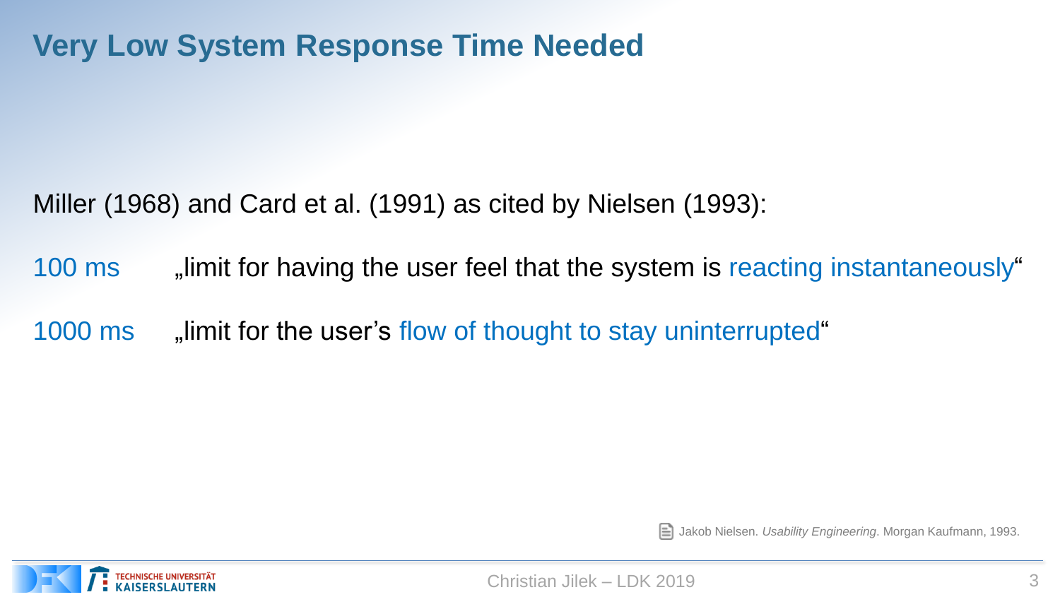# Very Low System Response Time Needed

Miller (1968) and Card et al. (1991) as cited by Nielsen (1993):

100 ms „limit for having the user feel that the system is reacting instantaneously“

1000 ms „limit for the user’s flow of thought to stay uninterrupted“

Jakob Nielsen. *Usability Engineering*. Morgan Kaufmann, 1993.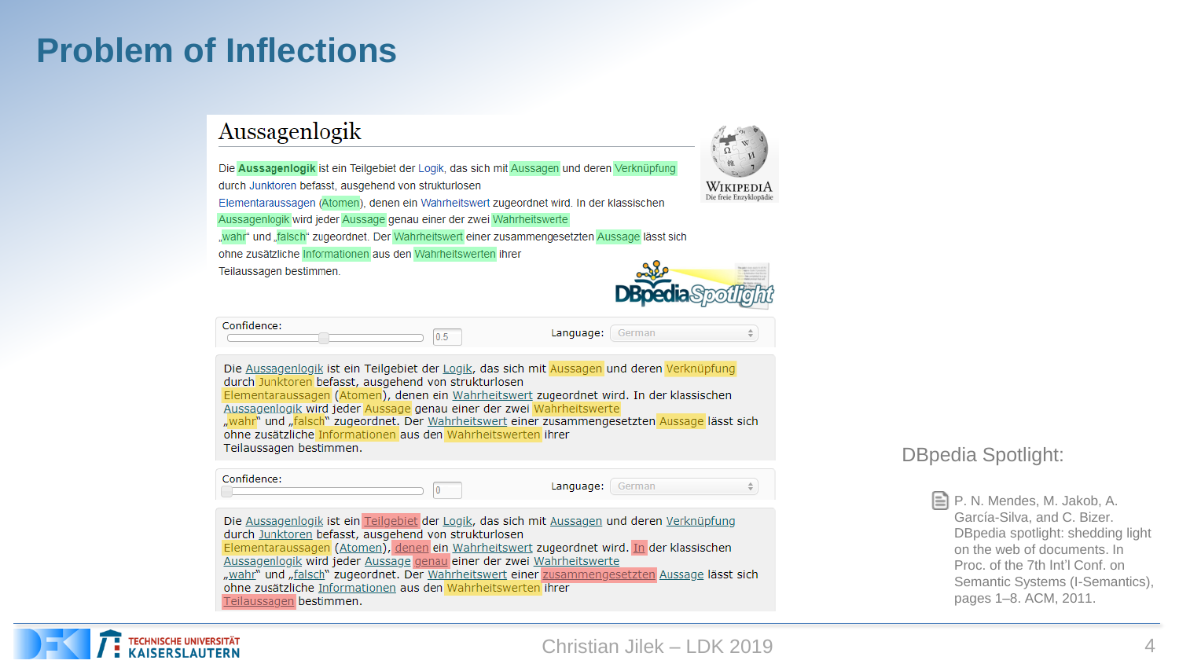# Problem of Inflections

## Aussagenlogik

Die **Aussagenlogik** ist ein Teilgebiet der Logik, das sich mit Aussagen und deren Verknüpfung durch Junktoren befasst, ausgehend von strukturlosen Elementaraussagen (Atomen), denen ein Wahrheitswert zugeordnet wird. In der klassischen Aussagenlogik wird jeder Aussage genau einer der zwei Wahrheitswerte „wahr" und „falsch" zugeordnet. Der Wahrheitswert einer zusammengesetzten Aussage lässt sich ohne zusätzliche Informationen aus den Wahrheitswerten ihrer Teilaussagen bestimmen.

WIKIPEDIA
Die freie Enzyklopädie

DBpedia Spotlight

Confidence: 0.5 Language: German

Die Aussagenlogik ist ein Teilgebiet der Logik, das sich mit Aussagen und deren Verknüpfung durch Junktoren befasst, ausgehend von strukturlosen Elementaraussagen (Atomen), denen ein Wahrheitswert zugeordnet wird. In der klassischen Aussagenlogik wird jeder Aussage genau einer der zwei Wahrheitswerte „wahr" und „falsch" zugeordnet. Der Wahrheitswert einer zusammengesetzten Aussage lässt sich ohne zusätzliche Informationen aus den Wahrheitswerten ihrer Teilaussagen bestimmen.

Confidence: 0 Language: German

Die Aussagenlogik ist ein Teilgebiet der Logik, das sich mit Aussagen und deren Verknüpfung durch Junktoren befasst, ausgehend von strukturlosen Elementaraussagen (Atomen), denen ein Wahrheitswert zugeordnet wird. In der klassischen Aussagenlogik wird jeder Aussage genau einer der zwei Wahrheitswerte „wahr" und „falsch" zugeordnet. Der Wahrheitswert einer zusammengesetzten Aussage lässt sich ohne zusätzliche Informationen aus den Wahrheitswerten ihrer Teilaussagen bestimmen.

DBpedia Spotlight:

- P. N. Mendes, M. Jakob, A. García-Silva, and C. Bizer. DBpedia spotlight: shedding light on the web of documents. In Proc. of the 7th Int'l Conf. on Semantic Systems (I-Semantics), pages 1–8. ACM, 2011.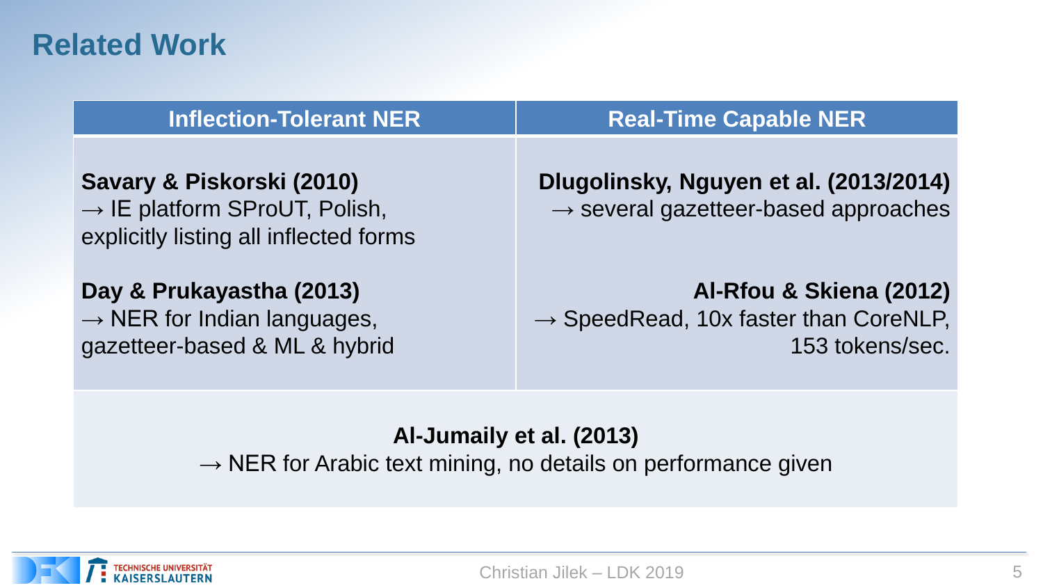# Related Work

| Inflection-Tolerant NER | Real-Time Capable NER |
| --- | --- |
| **Savary & Piskorski (2010)** → IE platform SProUT, Polish, explicitly listing all inflected forms | **Dlugolinsky, Nguyen et al. (2013/2014)** → several gazetteer-based approaches |
| **Day & Prukayastha (2013)** → NER for Indian languages, gazetteer-based & ML & hybrid | **Al-Rfou & Skiena (2012)** → SpeedRead, 10x faster than CoreNLP, 153 tokens/sec. |

**Al-Jumaily et al. (2013)**
→ NER for Arabic text mining, no details on performance given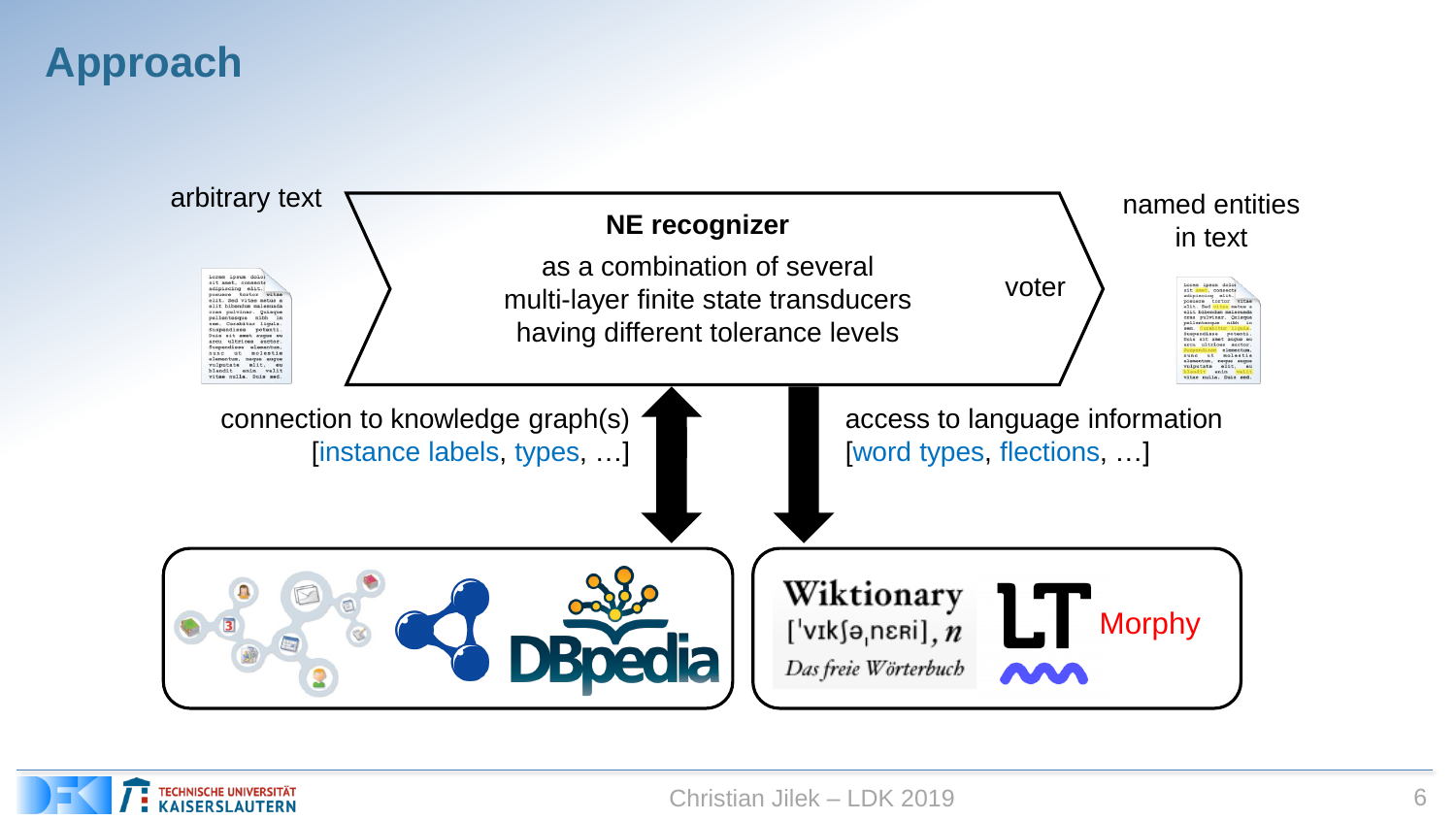# Approach

arbitrary text

**NE recognizer**

as a combination of several multi-layer finite state transducers having different tolerance levels

voter

named entities in text

connection to knowledge graph(s)
[instance labels, types, …]

access to language information
[word types, flections, …]

DBpedia

Wiktionary
['vɪkʃəˌnɛʀi], *n*
*Das freie Wörterbuch*

LT Morphy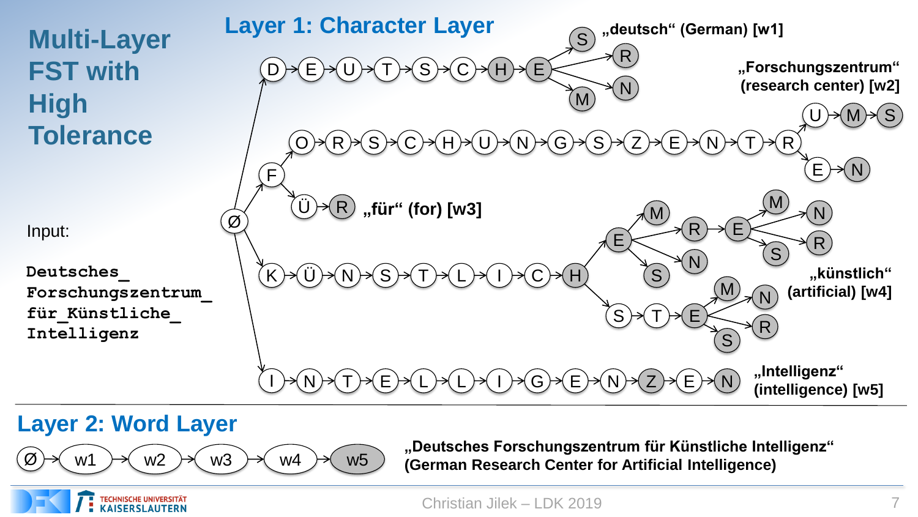# Multi-Layer FST with High Tolerance

## Layer 1: Character Layer

Input:

```
Deutsches_
Forschungszentrum_
für_Künstliche_
Intelligenz
```

„deutsch“ (German) [w1]

„Forschungszentrum“ (research center) [w2]

„für“ (for) [w3]

„künstlich“ (artificial) [w4]

„Intelligenz“ (intelligence) [w5]

## Layer 2: Word Layer

Ø → w1 → w2 → w3 → w4 → w5

**„Deutsches Forschungszentrum für Künstliche Intelligenz“ (German Research Center for Artificial Intelligence)**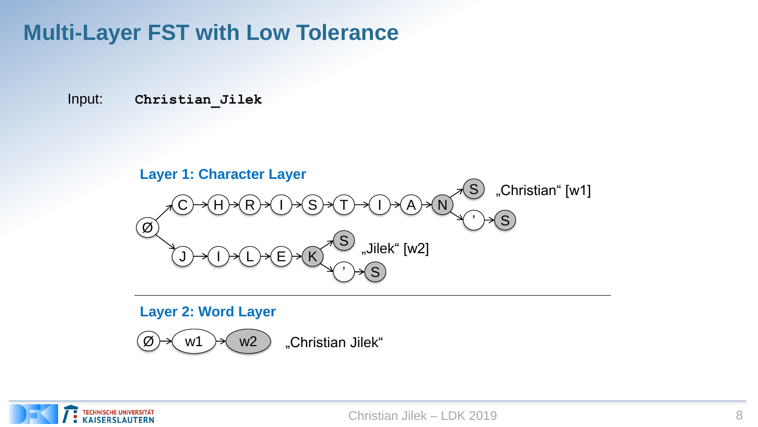# Multi-Layer FST with Low Tolerance

Input: `Christian_Jilek`

### Layer 1: Character Layer

Ø → C → H → R → I → S → T → I → A → N → S „Christian“ [w1]

N → ’ → S

Ø → J → I → L → E → K → S „Jilek“ [w2]

K → ’ → S

### Layer 2: Word Layer

Ø → w1 → w2 „Christian Jilek“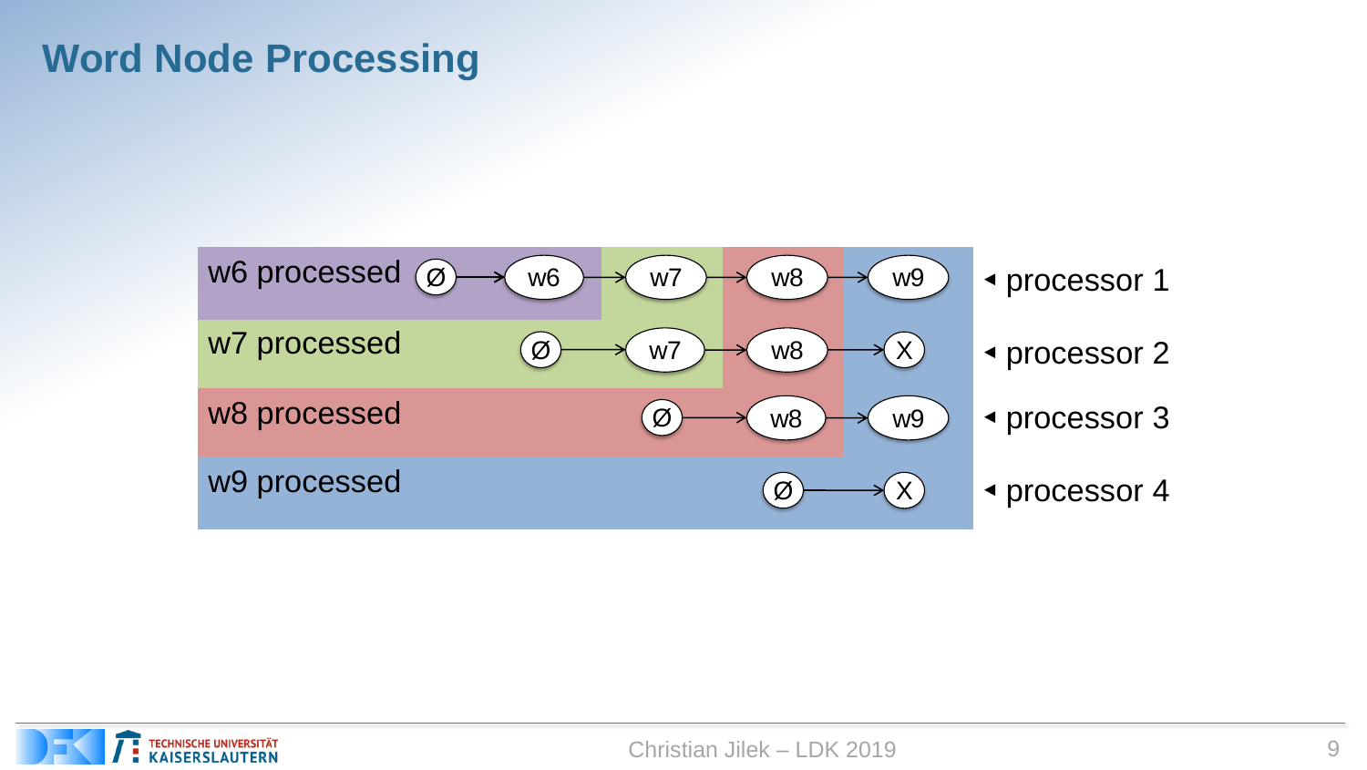# Word Node Processing

w6 processed — Ø → w6 → w7 → w8 → w9 ◂ processor 1

w7 processed — Ø → w7 → w8 → X ◂ processor 2

w8 processed — Ø → w8 → w9 ◂ processor 3

w9 processed — Ø → X ◂ processor 4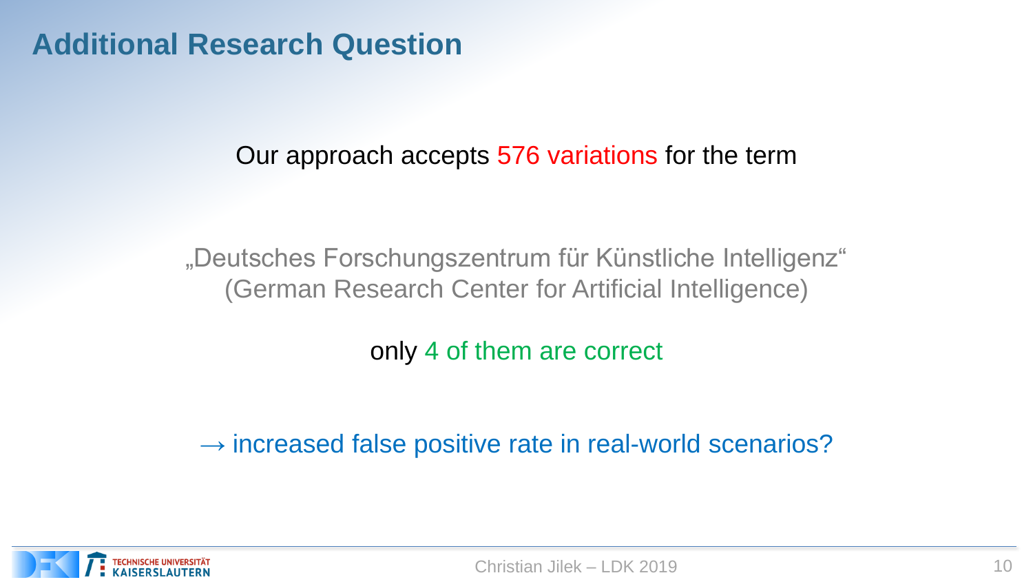## Additional Research Question

Our approach accepts 576 variations for the term

„Deutsches Forschungszentrum für Künstliche Intelligenz“
(German Research Center for Artificial Intelligence)

only 4 of them are correct

→ increased false positive rate in real-world scenarios?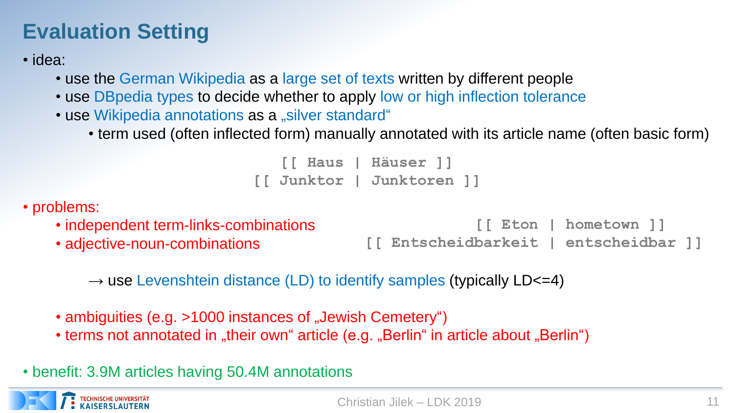# Evaluation Setting

- idea:
  - use the German Wikipedia as a large set of texts written by different people
  - use DBpedia types to decide whether to apply low or high inflection tolerance
  - use Wikipedia annotations as a „silver standard“
    - term used (often inflected form) manually annotated with its article name (often basic form)

```
[[ Haus | Häuser ]]
[[ Junktor | Junktoren ]]
```

- problems:
  - independent term-links-combinations
  - adjective-noun-combinations

```
[[ Eton | hometown ]]
[[ Entscheidbarkeit | entscheidbar ]]
```

→ use Levenshtein distance (LD) to identify samples (typically LD<=4)

  - ambiguities (e.g. >1000 instances of „Jewish Cemetery“)
  - terms not annotated in „their own“ article (e.g. „Berlin“ in article about „Berlin“)

- benefit: 3.9M articles having 50.4M annotations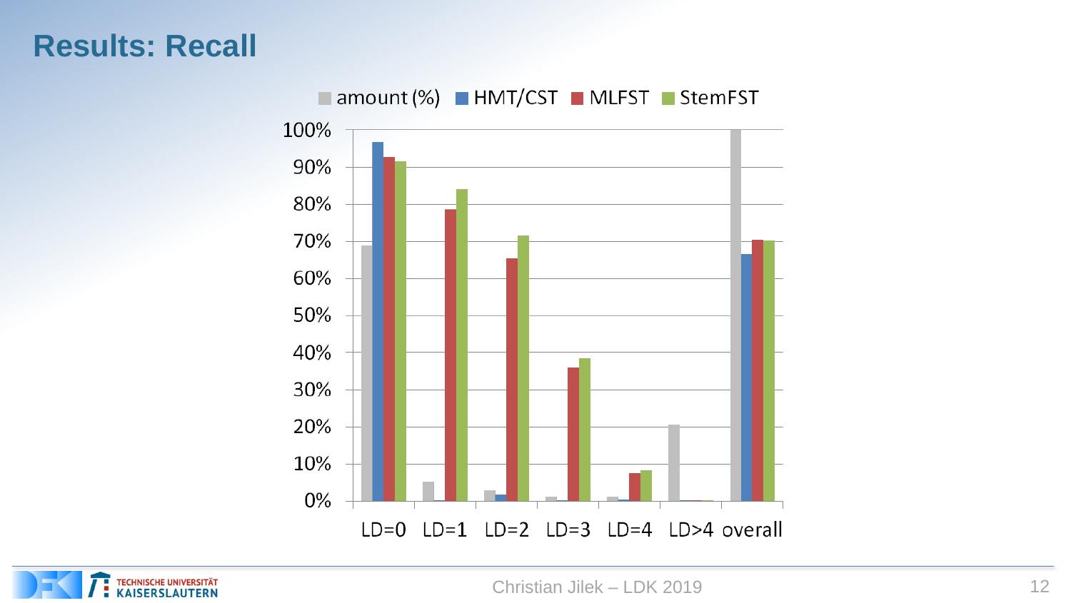# Results: Recall

amount (%) | HMT/CST | MLFST | StemFST

100%
90%
80%
70%
60%
50%
40%
30%
20%
10%
0%

LD=0 LD=1 LD=2 LD=3 LD=4 LD>4 overall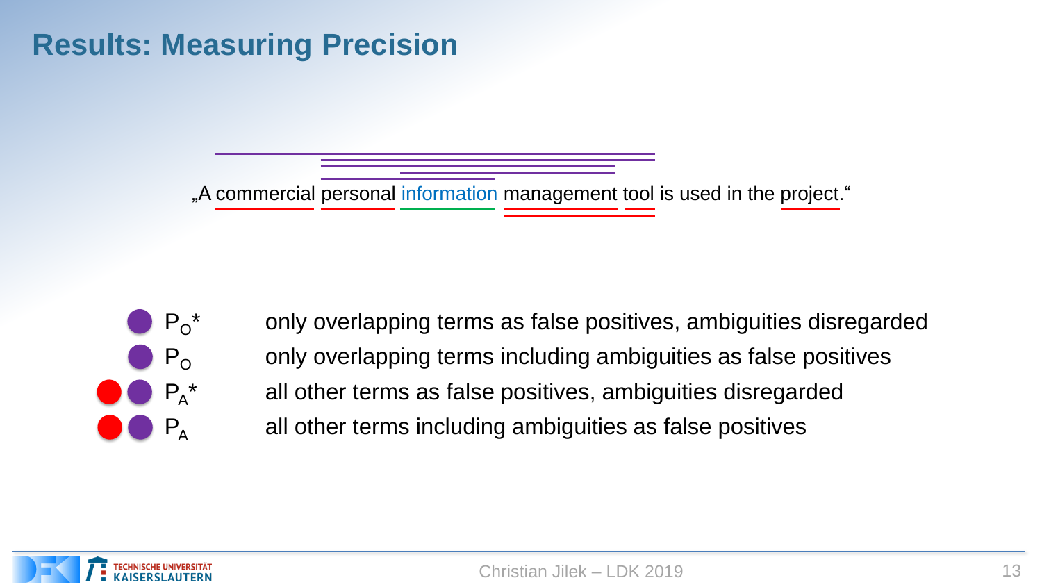# Results: Measuring Precision

„A commercial personal information management tool is used in the project.“

- $P_O^*$ — only overlapping terms as false positives, ambiguities disregarded
- $P_O$ — only overlapping terms including ambiguities as false positives
- $P_A^*$ — all other terms as false positives, ambiguities disregarded
- $P_A$ — all other terms including ambiguities as false positives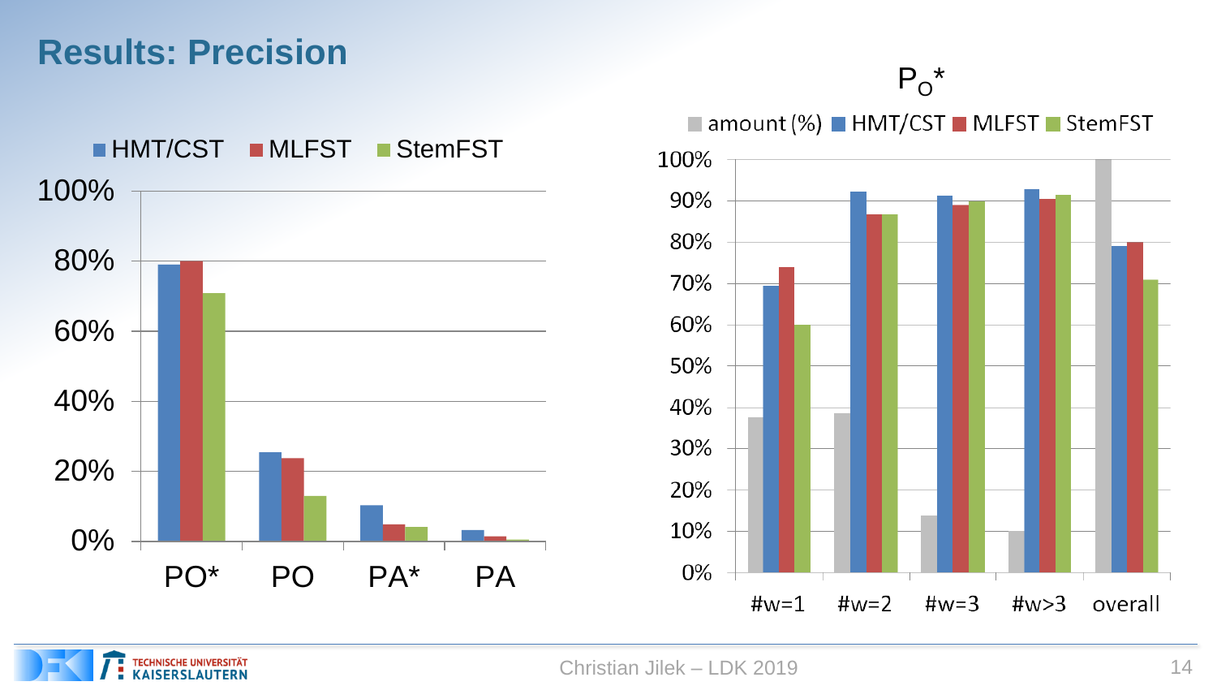# Results: Precision

HMT/CST | MLFST | StemFST

100%
80%
60%
40%
20%
0%

PO* | PO | PA* | PA

$P_O$*

amount (%) | HMT/CST | MLFST | StemFST

100%
90%
80%
70%
60%
50%
40%
30%
20%
10%
0%

#w=1 | #w=2 | #w=3 | #w>3 | overall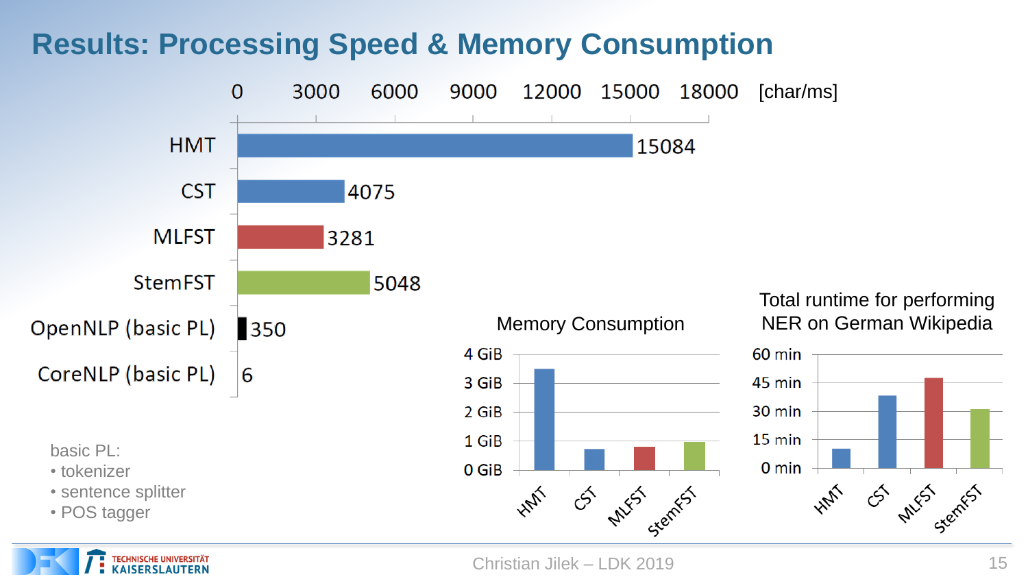# Results: Processing Speed & Memory Consumption

| | [char/ms] |
|---|---|
| HMT | 15084 |
| CST | 4075 |
| MLFST | 3281 |
| StemFST | 5048 |
| OpenNLP (basic PL) | 350 |
| CoreNLP (basic PL) | 6 |

basic PL:
- tokenizer
- sentence splitter
- POS tagger

Memory Consumption

Total runtime for performing NER on German Wikipedia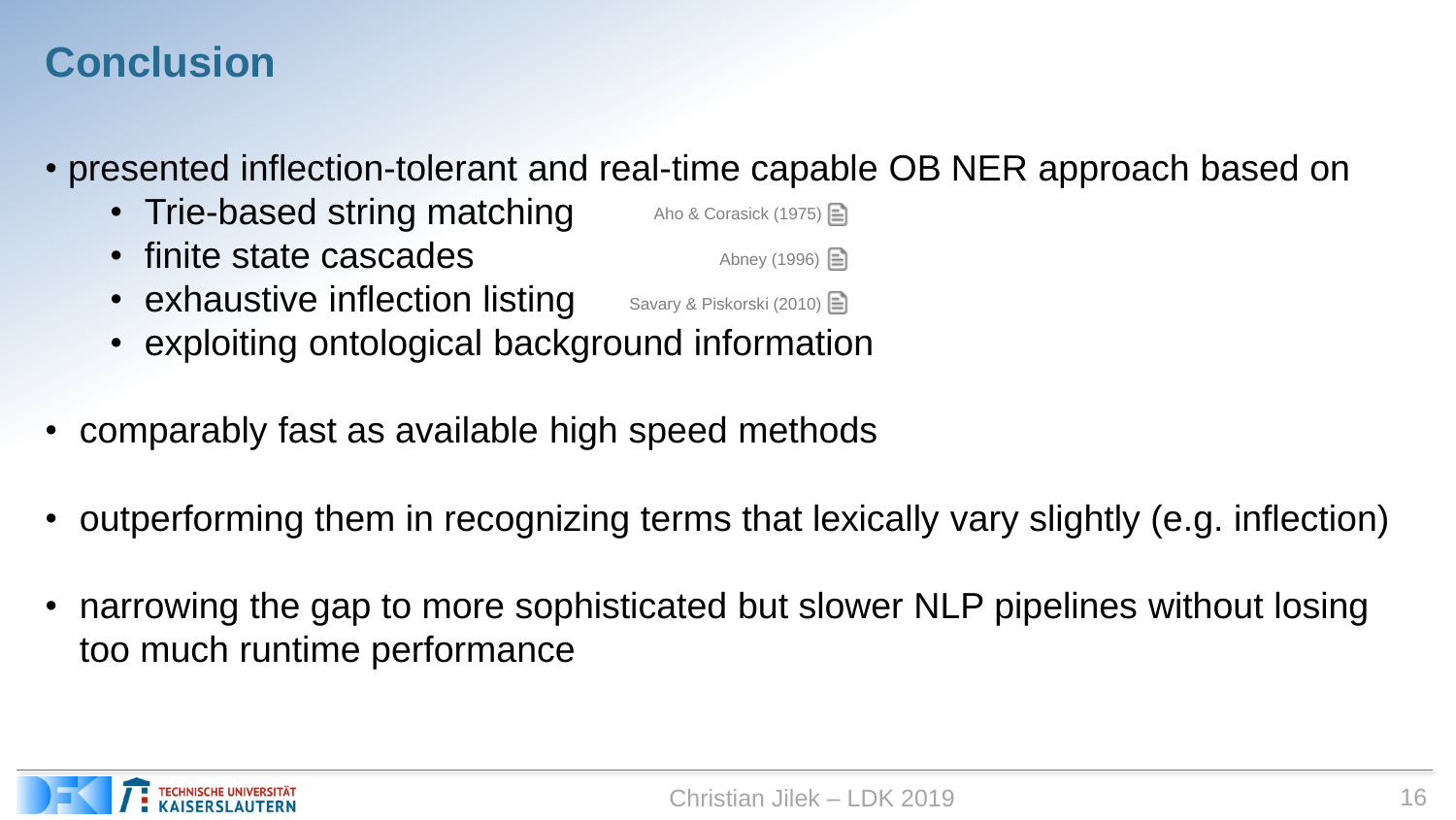# Conclusion

- presented inflection-tolerant and real-time capable OB NER approach based on
  - Trie-based string matching — Aho & Corasick (1975)
  - finite state cascades — Abney (1996)
  - exhaustive inflection listing — Savary & Piskorski (2010)
  - exploiting ontological background information
- comparably fast as available high speed methods
- outperforming them in recognizing terms that lexically vary slightly (e.g. inflection)
- narrowing the gap to more sophisticated but slower NLP pipelines without losing too much runtime performance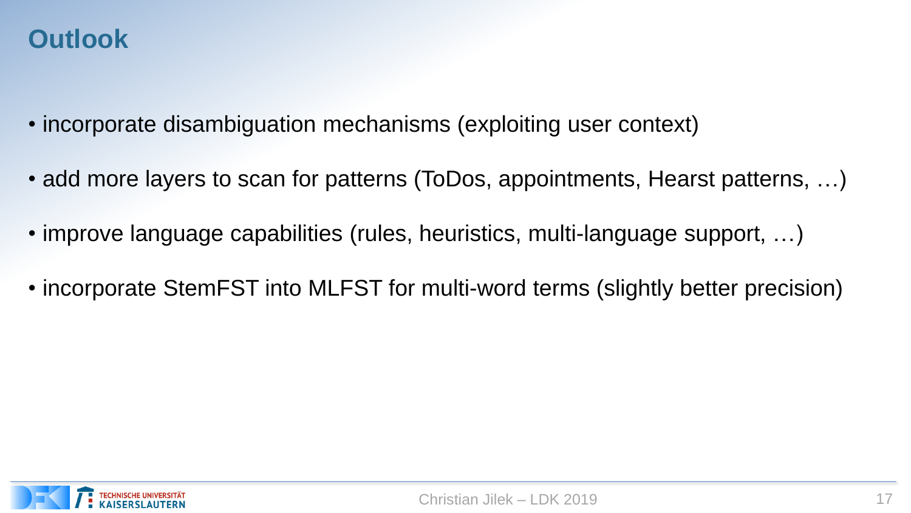# Outlook

- incorporate disambiguation mechanisms (exploiting user context)
- add more layers to scan for patterns (ToDos, appointments, Hearst patterns, …)
- improve language capabilities (rules, heuristics, multi-language support, …)
- incorporate StemFST into MLFST for multi-word terms (slightly better precision)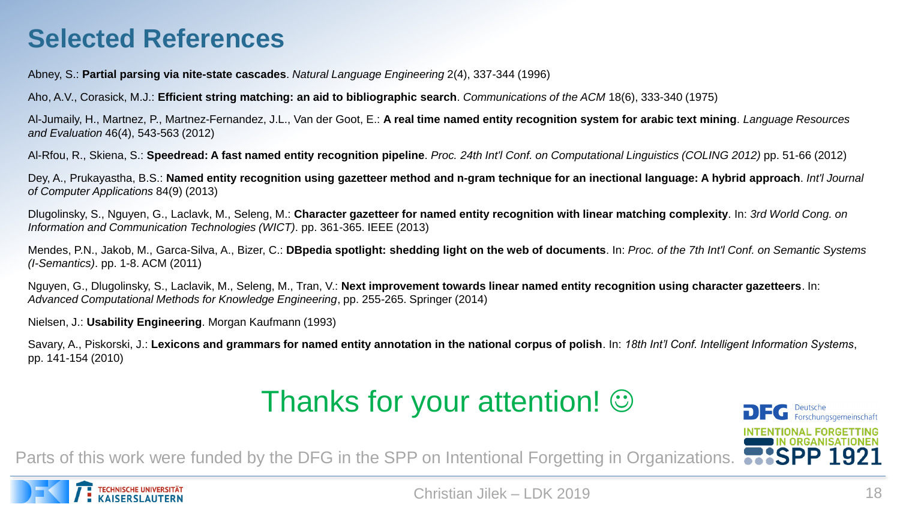# Selected References

Abney, S.: **Partial parsing via nite-state cascades**. *Natural Language Engineering* 2(4), 337-344 (1996)

Aho, A.V., Corasick, M.J.: **Efficient string matching: an aid to bibliographic search**. *Communications of the ACM* 18(6), 333-340 (1975)

Al-Jumaily, H., Martnez, P., Martnez-Fernandez, J.L., Van der Goot, E.: **A real time named entity recognition system for arabic text mining**. *Language Resources and Evaluation* 46(4), 543-563 (2012)

Al-Rfou, R., Skiena, S.: **Speedread: A fast named entity recognition pipeline**. *Proc. 24th Int'l Conf. on Computational Linguistics (COLING 2012)* pp. 51-66 (2012)

Dey, A., Prukayastha, B.S.: **Named entity recognition using gazetteer method and n-gram technique for an inectional language: A hybrid approach**. *Int'l Journal of Computer Applications* 84(9) (2013)

Dlugolinsky, S., Nguyen, G., Laclavk, M., Seleng, M.: **Character gazetteer for named entity recognition with linear matching complexity**. In: *3rd World Cong. on Information and Communication Technologies (WICT)*. pp. 361-365. IEEE (2013)

Mendes, P.N., Jakob, M., Garca-Silva, A., Bizer, C.: **DBpedia spotlight: shedding light on the web of documents**. In: *Proc. of the 7th Int'l Conf. on Semantic Systems (I-Semantics)*. pp. 1-8. ACM (2011)

Nguyen, G., Dlugolinsky, S., Laclavik, M., Seleng, M., Tran, V.: **Next improvement towards linear named entity recognition using character gazetteers**. In: *Advanced Computational Methods for Knowledge Engineering*, pp. 255-265. Springer (2014)

Nielsen, J.: **Usability Engineering**. Morgan Kaufmann (1993)

Savary, A., Piskorski, J.: **Lexicons and grammars for named entity annotation in the national corpus of polish**. In: *18th Int'l Conf. Intelligent Information Systems*, pp. 141-154 (2010)

Thanks for your attention! ☺

Parts of this work were funded by the DFG in the SPP on Intentional Forgetting in Organizations.

Deutsche Forschungsgemeinschaft

INTENTIONAL FORGETTING IN ORGANISATIONEN SPP 1921

TECHNISCHE UNIVERSITÄT KAISERSLAUTERN

Christian Jilek – LDK 2019